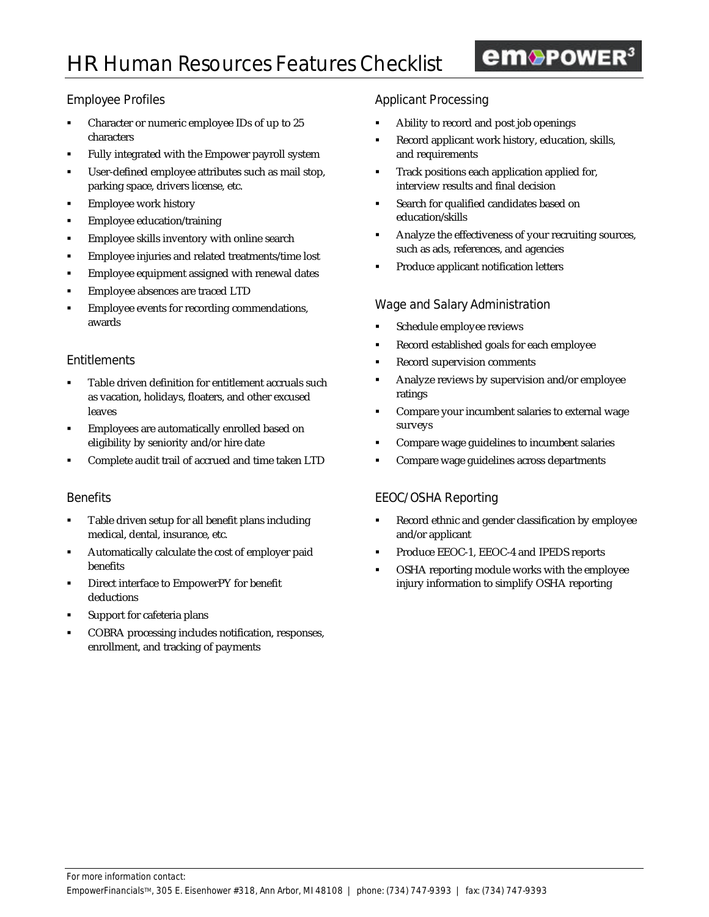# HR Human Resources Features Checklist

empower³

## Employee Profiles

- Character or numeric employee IDs of up to 25 characters
- Fully integrated with the Empower payroll system
- User-defined employee attributes such as mail stop, parking space, drivers license, etc.
- Employee work history
- Employee education/training
- Employee skills inventory with online search
- Employee injuries and related treatments/time lost
- Employee equipment assigned with renewal dates
- Employee absences are traced LTD
- Employee events for recording commendations, awards

## Entitlements

- Table driven definition for entitlement accruals such as vacation, holidays, floaters, and other excused leaves
- Employees are automatically enrolled based on eligibility by seniority and/or hire date
- Complete audit trail of accrued and time taken LTD

## Benefits

- Table driven setup for all benefit plans including medical, dental, insurance, etc.
- Automatically calculate the cost of employer paid benefits
- Direct interface to EmpowerPY for benefit deductions
- Support for cafeteria plans
- COBRA processing includes notification, responses, enrollment, and tracking of payments

## Applicant Processing

- Ability to record and post job openings
- Record applicant work history, education, skills, and requirements
- Track positions each application applied for, interview results and final decision
- Search for qualified candidates based on education/skills
- Analyze the effectiveness of your recruiting sources, such as ads, references, and agencies
- Produce applicant notification letters

## Wage and Salary Administration

- Schedule employee reviews
- Record established goals for each employee
- Record supervision comments
- Analyze reviews by supervision and/or employee ratings
- Compare your incumbent salaries to external wage surveys
- Compare wage guidelines to incumbent salaries
- Compare wage guidelines across departments

## EEOC/OSHA Reporting

- Record ethnic and gender classification by employee and/or applicant
- Produce EEOC-1, EEOC-4 and IPEDS reports
- OSHA reporting module works with the employee injury information to simplify OSHA reporting

For more information contact:
EmpowerFinancials™, 305 E. Eisenhower #318, Ann Arbor, MI 48108 | phone: (734) 747-9393 | fax: (734) 747-9393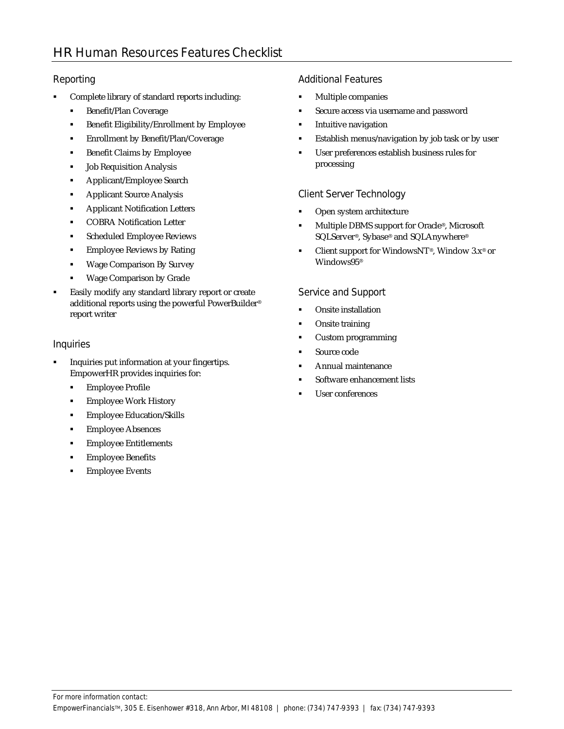# HR Human Resources Features Checklist

## Reporting

- Complete library of standard reports including:
  - Benefit/Plan Coverage
  - Benefit Eligibility/Enrollment by Employee
  - Enrollment by Benefit/Plan/Coverage
  - Benefit Claims by Employee
  - Job Requisition Analysis
  - Applicant/Employee Search
  - Applicant Source Analysis
  - Applicant Notification Letters
  - COBRA Notification Letter
  - Scheduled Employee Reviews
  - Employee Reviews by Rating
  - Wage Comparison By Survey
  - Wage Comparison by Grade
- Easily modify any standard library report or create additional reports using the powerful PowerBuilder® report writer

## Inquiries

- Inquiries put information at your fingertips. EmpowerHR provides inquiries for:
  - Employee Profile
  - Employee Work History
  - Employee Education/Skills
  - Employee Absences
  - Employee Entitlements
  - Employee Benefits
  - Employee Events

## Additional Features

- Multiple companies
- Secure access via username and password
- Intuitive navigation
- Establish menus/navigation by job task or by user
- User preferences establish business rules for processing

## Client Server Technology

- Open system architecture
- Multiple DBMS support for Oracle®, Microsoft SQLServer®, Sybase® and SQLAnywhere®
- Client support for WindowsNT®, Window 3.x® or Windows95®

## Service and Support

- Onsite installation
- Onsite training
- Custom programming
- Source code
- Annual maintenance
- Software enhancement lists
- User conferences

For more information contact:
EmpowerFinancials™, 305 E. Eisenhower #318, Ann Arbor, MI 48108 | phone: (734) 747-9393 | fax: (734) 747-9393